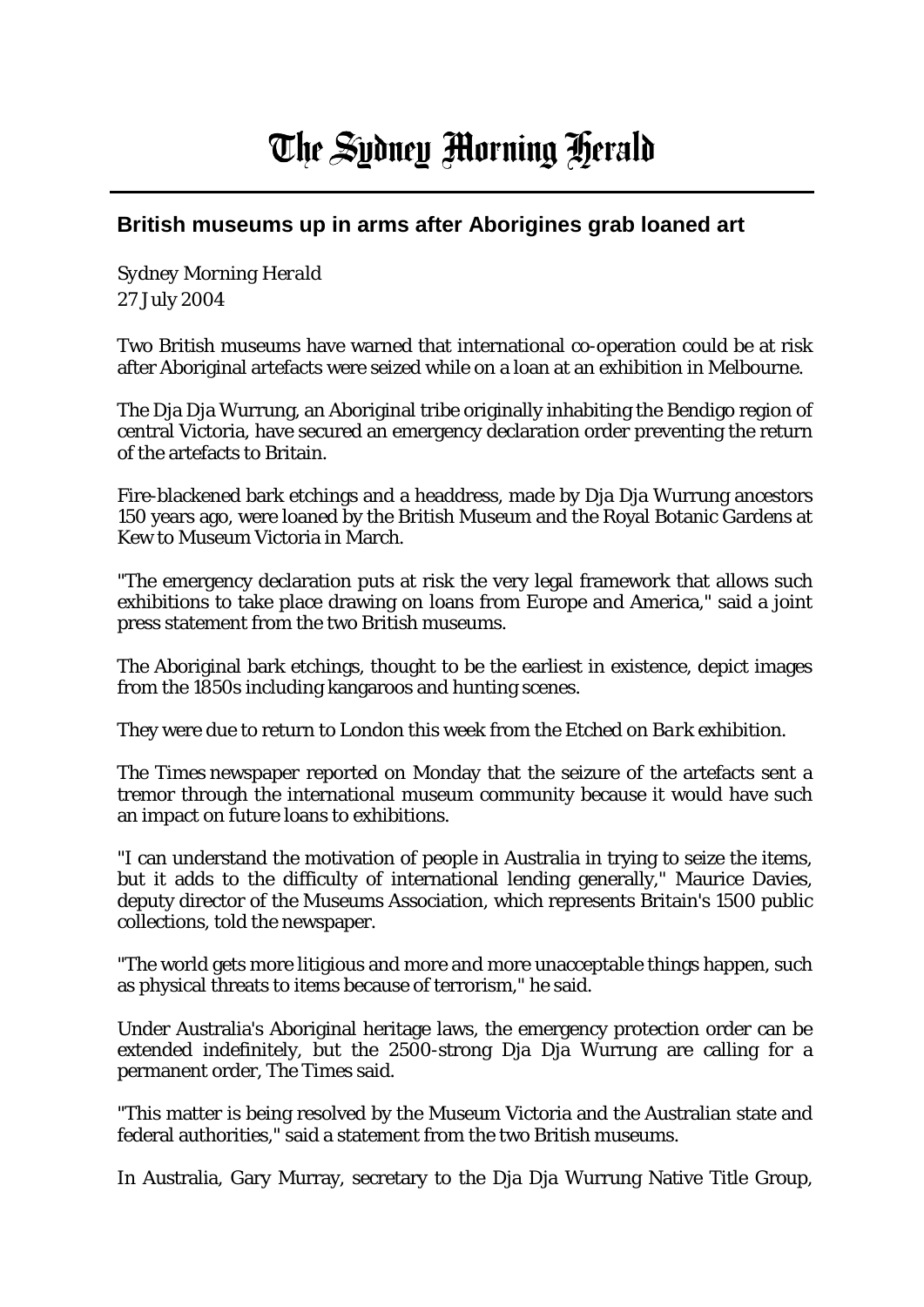# The Sydney Morning Herald

## British museums up in arms after Aborigines grab loaned art

*Sydney Morning Herald*
27 July 2004

Two British museums have warned that international co-operation could be at risk after Aboriginal artefacts were seized while on a loan at an exhibition in Melbourne.

The Dja Dja Wurrung, an Aboriginal tribe originally inhabiting the Bendigo region of central Victoria, have secured an emergency declaration order preventing the return of the artefacts to Britain.

Fire-blackened bark etchings and a headdress, made by Dja Dja Wurrung ancestors 150 years ago, were loaned by the British Museum and the Royal Botanic Gardens at Kew to Museum Victoria in March.

"The emergency declaration puts at risk the very legal framework that allows such exhibitions to take place drawing on loans from Europe and America," said a joint press statement from the two British museums.

The Aboriginal bark etchings, thought to be the earliest in existence, depict images from the 1850s including kangaroos and hunting scenes.

They were due to return to London this week from the *Etched on Bark* exhibition.

The Times newspaper reported on Monday that the seizure of the artefacts sent a tremor through the international museum community because it would have such an impact on future loans to exhibitions.

"I can understand the motivation of people in Australia in trying to seize the items, but it adds to the difficulty of international lending generally," Maurice Davies, deputy director of the Museums Association, which represents Britain's 1500 public collections, told the newspaper.

"The world gets more litigious and more and more unacceptable things happen, such as physical threats to items because of terrorism," he said.

Under Australia's Aboriginal heritage laws, the emergency protection order can be extended indefinitely, but the 2500-strong Dja Dja Wurrung are calling for a permanent order, The Times said.

"This matter is being resolved by the Museum Victoria and the Australian state and federal authorities," said a statement from the two British museums.

In Australia, Gary Murray, secretary to the Dja Dja Wurrung Native Title Group,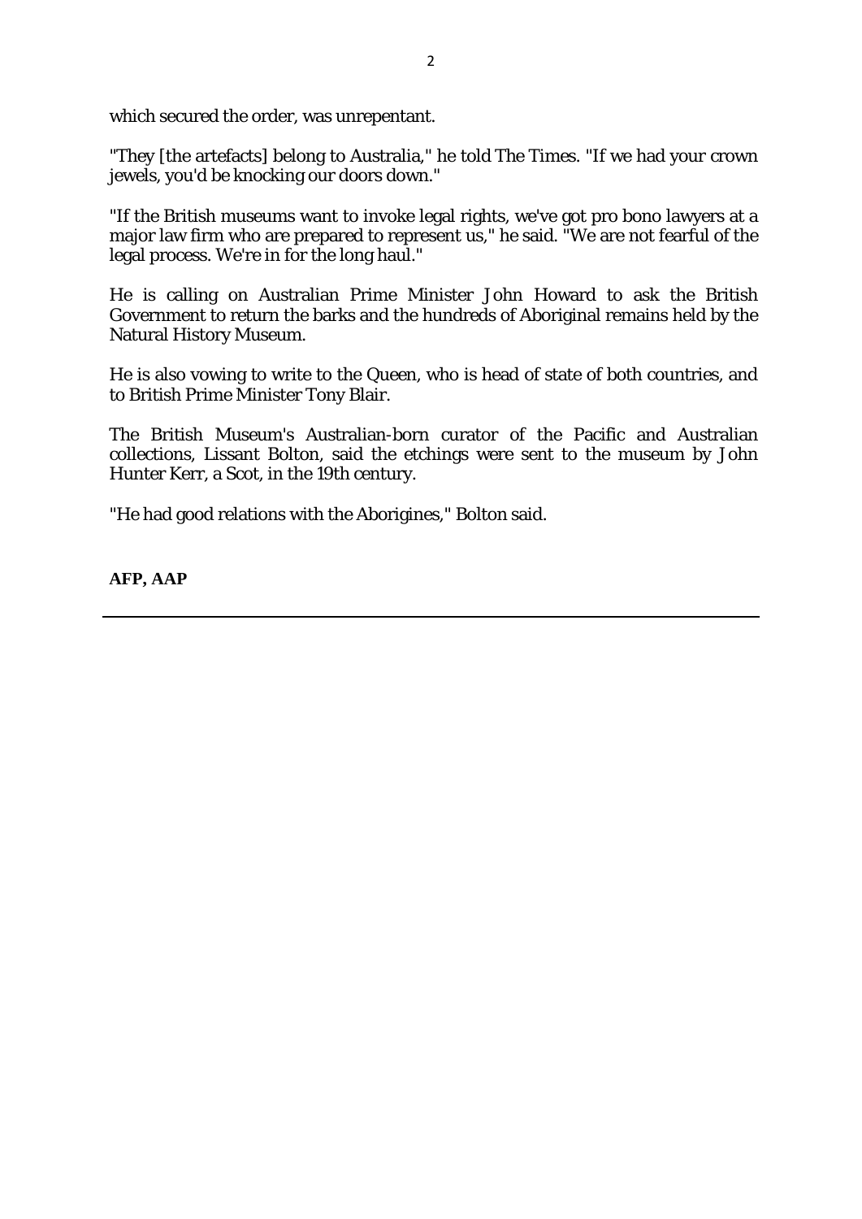which secured the order, was unrepentant.

"They [the artefacts] belong to Australia," he told The Times. "If we had your crown jewels, you'd be knocking our doors down."

"If the British museums want to invoke legal rights, we've got pro bono lawyers at a major law firm who are prepared to represent us," he said. "We are not fearful of the legal process. We're in for the long haul."

He is calling on Australian Prime Minister John Howard to ask the British Government to return the barks and the hundreds of Aboriginal remains held by the Natural History Museum.

He is also vowing to write to the Queen, who is head of state of both countries, and to British Prime Minister Tony Blair.

The British Museum's Australian-born curator of the Pacific and Australian collections, Lissant Bolton, said the etchings were sent to the museum by John Hunter Kerr, a Scot, in the 19th century.

"He had good relations with the Aborigines," Bolton said.

**AFP, AAP**

---